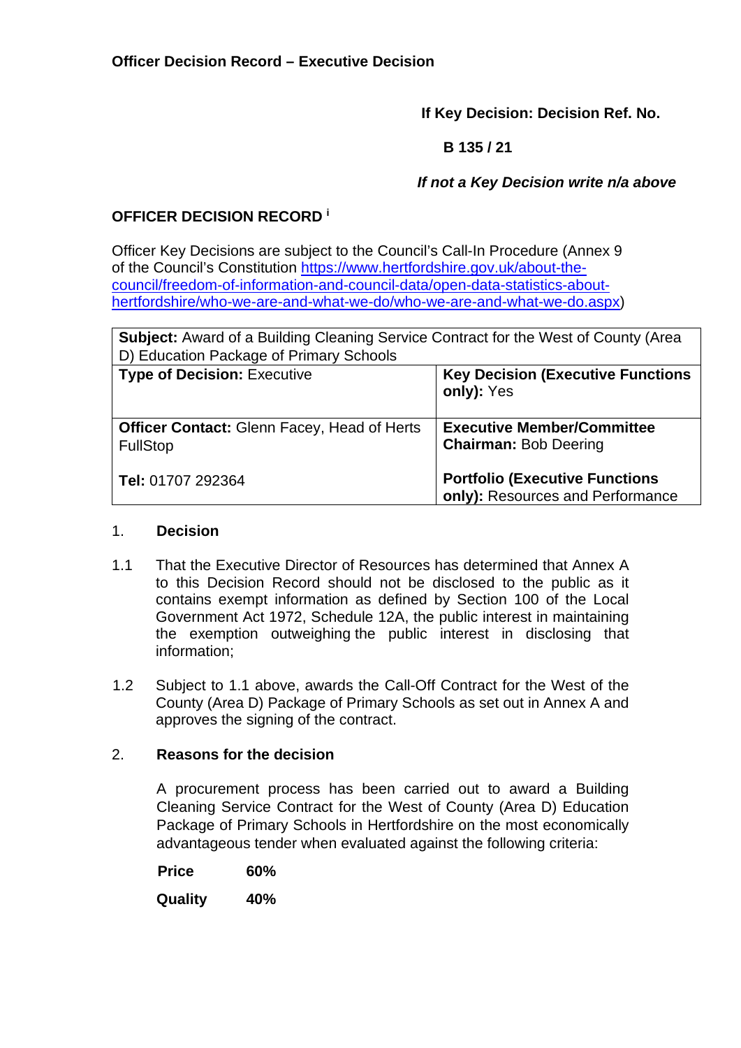**Officer Decision Record – Executive Decision**

**If Key Decision: Decision Ref. No.**

**B 135 / 21**

***If not a Key Decision write n/a above***

**OFFICER DECISION RECORD** [i]

Officer Key Decisions are subject to the Council's Call-In Procedure (Annex 9 of the Council's Constitution [https://www.hertfordshire.gov.uk/about-the-council/freedom-of-information-and-council-data/open-data-statistics-about-hertfordshire/who-we-are-and-what-we-do/who-we-are-and-what-we-do.aspx](https://www.hertfordshire.gov.uk/about-the-council/freedom-of-information-and-council-data/open-data-statistics-about-hertfordshire/who-we-are-and-what-we-do/who-we-are-and-what-we-do.aspx))

| **Subject:** Award of a Building Cleaning Service Contract for the West of County (Area D) Education Package of Primary Schools | |
|---|---|
| **Type of Decision:** Executive | **Key Decision (Executive Functions only):** Yes |
| **Officer Contact:** Glenn Facey, Head of Herts FullStop<br><br>**Tel:** 01707 292364 | **Executive Member/Committee Chairman:** Bob Deering<br><br>**Portfolio (Executive Functions only):** Resources and Performance |

1. **Decision**

1.1 That the Executive Director of Resources has determined that Annex A to this Decision Record should not be disclosed to the public as it contains exempt information as defined by Section 100 of the Local Government Act 1972, Schedule 12A, the public interest in maintaining the exemption outweighing the public interest in disclosing that information;

1.2 Subject to 1.1 above, awards the Call-Off Contract for the West of the County (Area D) Package of Primary Schools as set out in Annex A and approves the signing of the contract.

2. **Reasons for the decision**

A procurement process has been carried out to award a Building Cleaning Service Contract for the West of County (Area D) Education Package of Primary Schools in Hertfordshire on the most economically advantageous tender when evaluated against the following criteria:

| | |
|---|---|
| **Price** | **60%** |
| **Quality** | **40%** |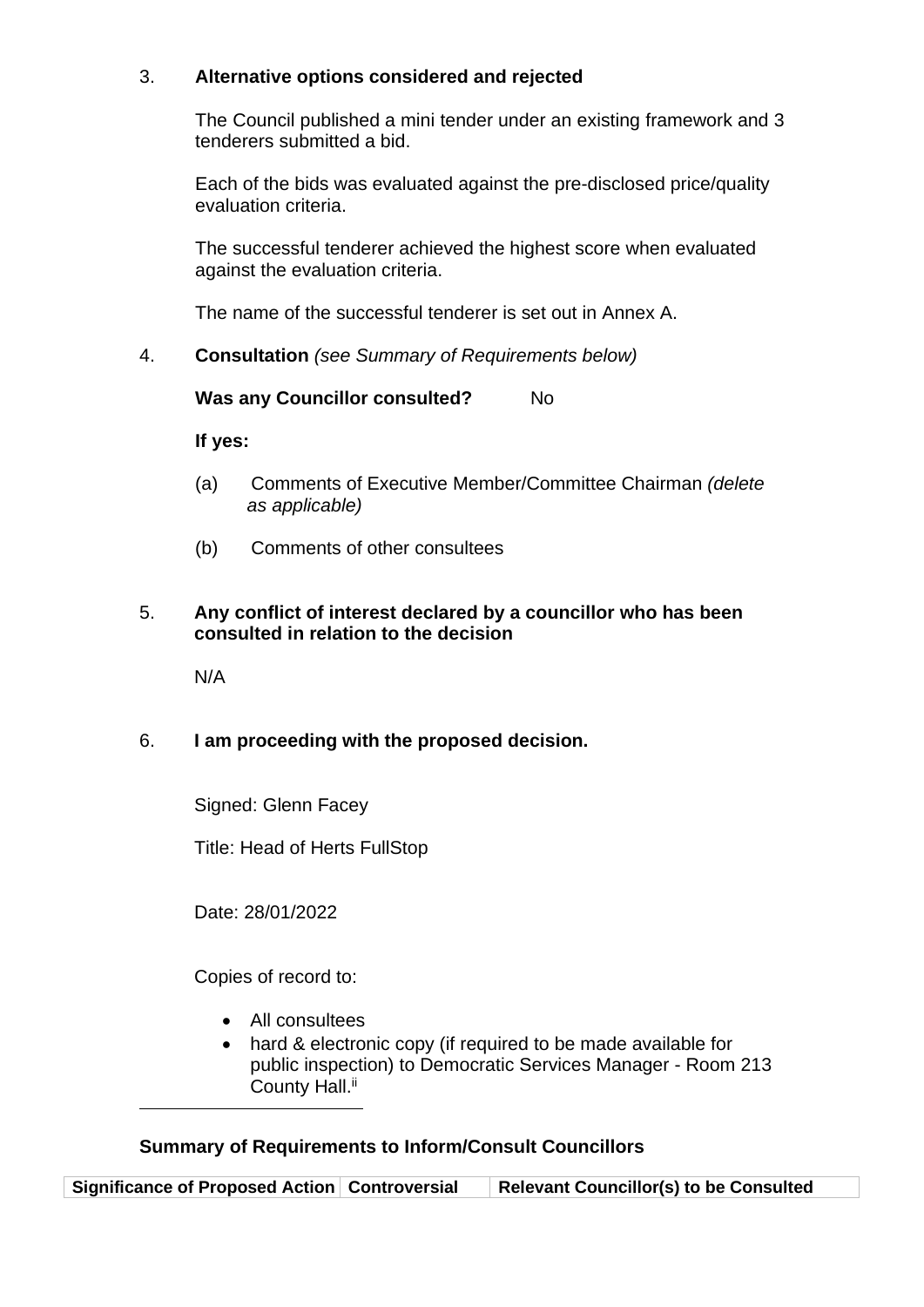3. **Alternative options considered and rejected**

   The Council published a mini tender under an existing framework and 3 tenderers submitted a bid.

   Each of the bids was evaluated against the pre-disclosed price/quality evaluation criteria.

   The successful tenderer achieved the highest score when evaluated against the evaluation criteria.

   The name of the successful tenderer is set out in Annex A.

4. **Consultation** *(see Summary of Requirements below)*

   **Was any Councillor consulted?** No

   **If yes:**

   (a) Comments of Executive Member/Committee Chairman *(delete as applicable)*

   (b) Comments of other consultees

5. **Any conflict of interest declared by a councillor who has been consulted in relation to the decision**

   N/A

6. **I am proceeding with the proposed decision.**

   Signed: Glenn Facey

   Title: Head of Herts FullStop

   Date: 28/01/2022

   Copies of record to:

   - All consultees
   - hard & electronic copy (if required to be made available for public inspection) to Democratic Services Manager - Room 213 County Hall.[ii]

---

**Summary of Requirements to Inform/Consult Councillors**

| Significance of Proposed Action | Controversial | Relevant Councillor(s) to be Consulted |
| --- | --- | --- |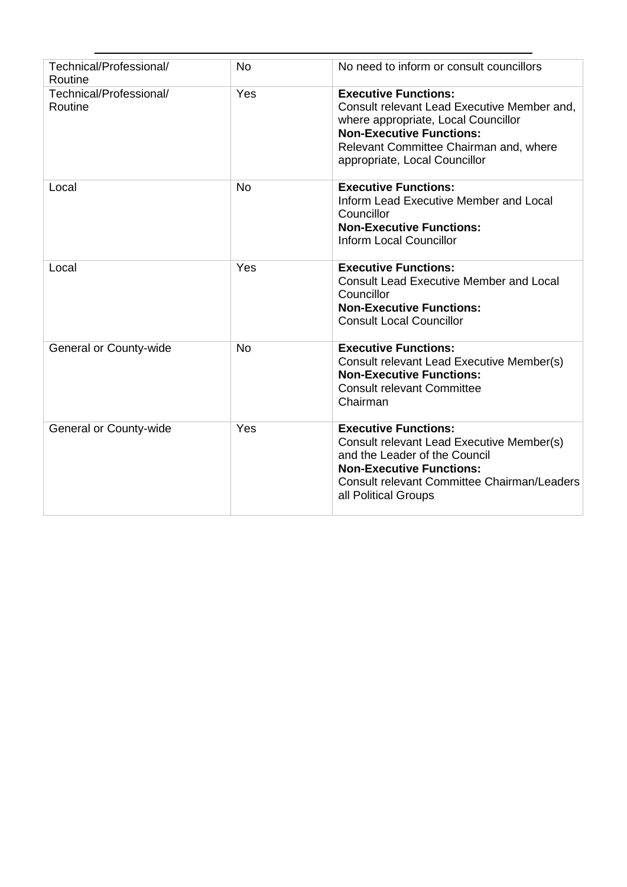| | | |
|---|---|---|
| Technical/Professional/ Routine | No | No need to inform or consult councillors |
| Technical/Professional/ Routine | Yes | **Executive Functions:**<br>Consult relevant Lead Executive Member and, where appropriate, Local Councillor<br>**Non-Executive Functions:**<br>Relevant Committee Chairman and, where appropriate, Local Councillor |
| Local | No | **Executive Functions:**<br>Inform Lead Executive Member and Local Councillor<br>**Non-Executive Functions:**<br>Inform Local Councillor |
| Local | Yes | **Executive Functions:**<br>Consult Lead Executive Member and Local Councillor<br>**Non-Executive Functions:**<br>Consult Local Councillor |
| General or County-wide | No | **Executive Functions:**<br>Consult relevant Lead Executive Member(s)<br>**Non-Executive Functions:**<br>Consult relevant Committee Chairman |
| General or County-wide | Yes | **Executive Functions:**<br>Consult relevant Lead Executive Member(s) and the Leader of the Council<br>**Non-Executive Functions:**<br>Consult relevant Committee Chairman/Leaders all Political Groups |